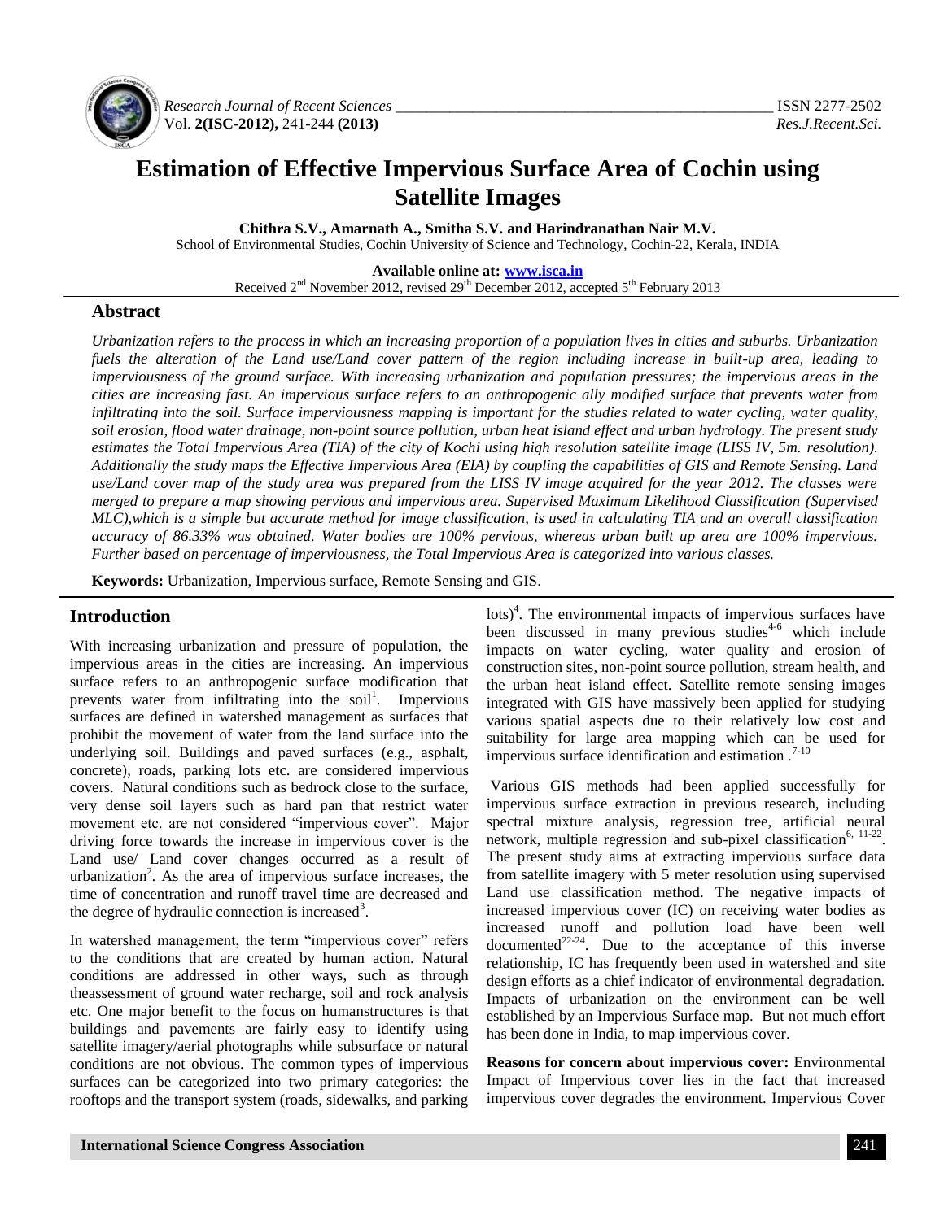# Estimation of Effective Impervious Surface Area of Cochin using Satellite Images

**Chithra S.V., Amarnath A., Smitha S.V. and Harindranathan Nair M.V.**

School of Environmental Studies, Cochin University of Science and Technology, Cochin-22, Kerala, INDIA

**Available online at: www.isca.in**

Received 2nd November 2012, revised 29th December 2012, accepted 5th February 2013

## Abstract

*Urbanization refers to the process in which an increasing proportion of a population lives in cities and suburbs. Urbanization fuels the alteration of the Land use/Land cover pattern of the region including increase in built-up area, leading to imperviousness of the ground surface. With increasing urbanization and population pressures; the impervious areas in the cities are increasing fast. An impervious surface refers to an anthropogenic ally modified surface that prevents water from infiltrating into the soil. Surface imperviousness mapping is important for the studies related to water cycling, water quality, soil erosion, flood water drainage, non-point source pollution, urban heat island effect and urban hydrology. The present study estimates the Total Impervious Area (TIA) of the city of Kochi using high resolution satellite image (LISS IV, 5m. resolution). Additionally the study maps the Effective Impervious Area (EIA) by coupling the capabilities of GIS and Remote Sensing. Land use/Land cover map of the study area was prepared from the LISS IV image acquired for the year 2012. The classes were merged to prepare a map showing pervious and impervious area. Supervised Maximum Likelihood Classification (Supervised MLC),which is a simple but accurate method for image classification, is used in calculating TIA and an overall classification accuracy of 86.33% was obtained. Water bodies are 100% pervious, whereas urban built up area are 100% impervious. Further based on percentage of imperviousness, the Total Impervious Area is categorized into various classes.*

**Keywords:** Urbanization, Impervious surface, Remote Sensing and GIS.

## Introduction

With increasing urbanization and pressure of population, the impervious areas in the cities are increasing. An impervious surface refers to an anthropogenic surface modification that prevents water from infiltrating into the soil[1]. Impervious surfaces are defined in watershed management as surfaces that prohibit the movement of water from the land surface into the underlying soil. Buildings and paved surfaces (e.g., asphalt, concrete), roads, parking lots etc. are considered impervious covers. Natural conditions such as bedrock close to the surface, very dense soil layers such as hard pan that restrict water movement etc. are not considered "impervious cover". Major driving force towards the increase in impervious cover is the Land use/ Land cover changes occurred as a result of urbanization[2]. As the area of impervious surface increases, the time of concentration and runoff travel time are decreased and the degree of hydraulic connection is increased[3].

In watershed management, the term "impervious cover" refers to the conditions that are created by human action. Natural conditions are addressed in other ways, such as through theassessment of ground water recharge, soil and rock analysis etc. One major benefit to the focus on humanstructures is that buildings and pavements are fairly easy to identify using satellite imagery/aerial photographs while subsurface or natural conditions are not obvious. The common types of impervious surfaces can be categorized into two primary categories: the rooftops and the transport system (roads, sidewalks, and parking lots)[4]. The environmental impacts of impervious surfaces have been discussed in many previous studies[4-6] which include impacts on water cycling, water quality and erosion of construction sites, non-point source pollution, stream health, and the urban heat island effect. Satellite remote sensing images integrated with GIS have massively been applied for studying various spatial aspects due to their relatively low cost and suitability for large area mapping which can be used for impervious surface identification and estimation .[7-10]

Various GIS methods had been applied successfully for impervious surface extraction in previous research, including spectral mixture analysis, regression tree, artificial neural network, multiple regression and sub-pixel classification[6, 11-22]. The present study aims at extracting impervious surface data from satellite imagery with 5 meter resolution using supervised Land use classification method. The negative impacts of increased impervious cover (IC) on receiving water bodies as increased runoff and pollution load have been well documented[22-24]. Due to the acceptance of this inverse relationship, IC has frequently been used in watershed and site design efforts as a chief indicator of environmental degradation. Impacts of urbanization on the environment can be well established by an Impervious Surface map. But not much effort has been done in India, to map impervious cover.

**Reasons for concern about impervious cover:** Environmental Impact of Impervious cover lies in the fact that increased impervious cover degrades the environment. Impervious Cover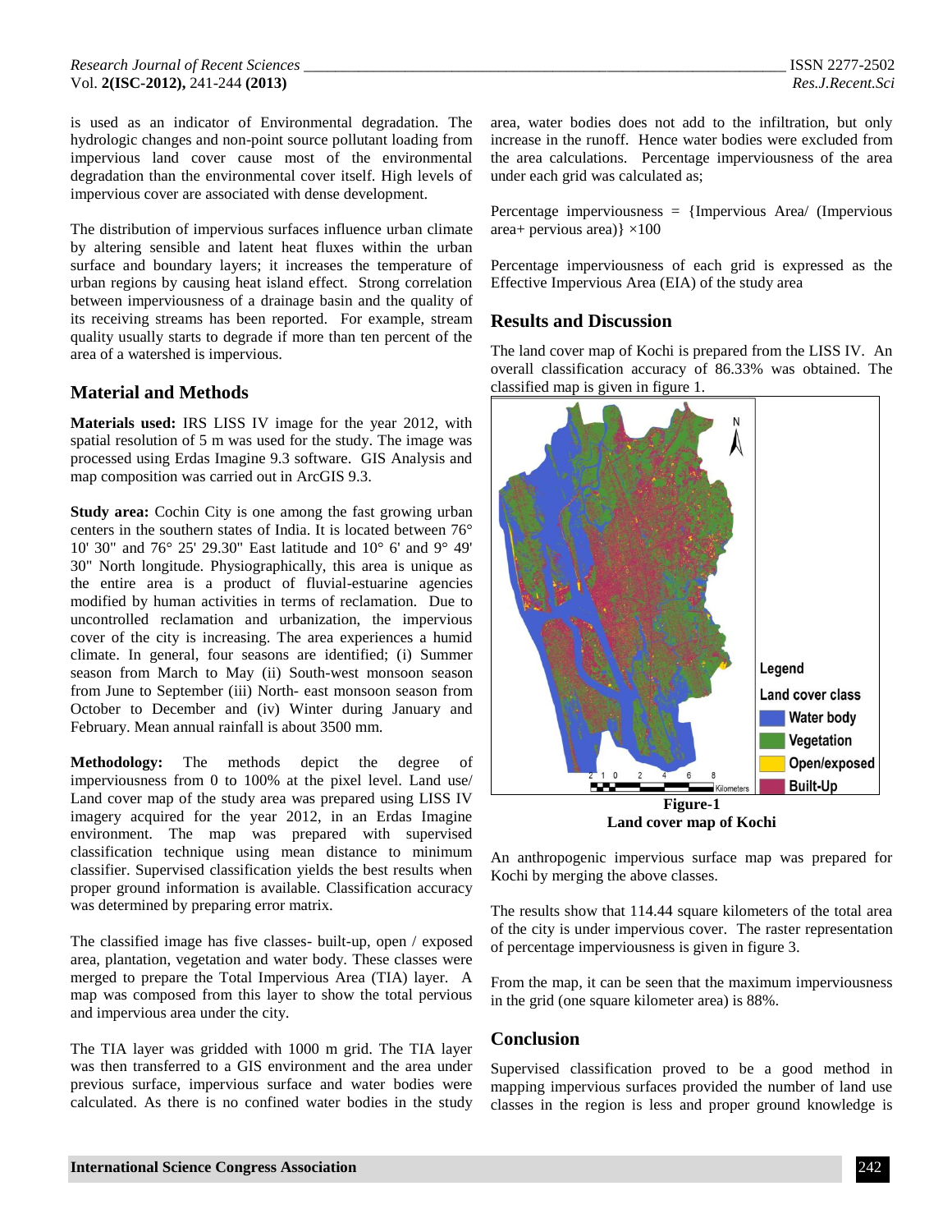is used as an indicator of Environmental degradation. The hydrologic changes and non-point source pollutant loading from impervious land cover cause most of the environmental degradation than the environmental cover itself. High levels of impervious cover are associated with dense development.

The distribution of impervious surfaces influence urban climate by altering sensible and latent heat fluxes within the urban surface and boundary layers; it increases the temperature of urban regions by causing heat island effect. Strong correlation between imperviousness of a drainage basin and the quality of its receiving streams has been reported. For example, stream quality usually starts to degrade if more than ten percent of the area of a watershed is impervious.

## Material and Methods

**Materials used:** IRS LISS IV image for the year 2012, with spatial resolution of 5 m was used for the study. The image was processed using Erdas Imagine 9.3 software. GIS Analysis and map composition was carried out in ArcGIS 9.3.

**Study area:** Cochin City is one among the fast growing urban centers in the southern states of India. It is located between 76° 10' 30" and 76° 25' 29.30" East latitude and 10° 6' and 9° 49' 30" North longitude. Physiographically, this area is unique as the entire area is a product of fluvial-estuarine agencies modified by human activities in terms of reclamation. Due to uncontrolled reclamation and urbanization, the impervious cover of the city is increasing. The area experiences a humid climate. In general, four seasons are identified; (i) Summer season from March to May (ii) South-west monsoon season from June to September (iii) North- east monsoon season from October to December and (iv) Winter during January and February. Mean annual rainfall is about 3500 mm.

**Methodology:** The methods depict the degree of imperviousness from 0 to 100% at the pixel level. Land use/ Land cover map of the study area was prepared using LISS IV imagery acquired for the year 2012, in an Erdas Imagine environment. The map was prepared with supervised classification technique using mean distance to minimum classifier. Supervised classification yields the best results when proper ground information is available. Classification accuracy was determined by preparing error matrix.

The classified image has five classes- built-up, open / exposed area, plantation, vegetation and water body. These classes were merged to prepare the Total Impervious Area (TIA) layer. A map was composed from this layer to show the total pervious and impervious area under the city.

The TIA layer was gridded with 1000 m grid. The TIA layer was then transferred to a GIS environment and the area under previous surface, impervious surface and water bodies were calculated. As there is no confined water bodies in the study area, water bodies does not add to the infiltration, but only increase in the runoff. Hence water bodies were excluded from the area calculations. Percentage imperviousness of the area under each grid was calculated as;

Percentage imperviousness = {Impervious Area/ (Impervious area+ pervious area)} ×100

Percentage imperviousness of each grid is expressed as the Effective Impervious Area (EIA) of the study area

## Results and Discussion

The land cover map of Kochi is prepared from the LISS IV. An overall classification accuracy of 86.33% was obtained. The classified map is given in figure 1.

**Figure-1**
**Land cover map of Kochi**

An anthropogenic impervious surface map was prepared for Kochi by merging the above classes.

The results show that 114.44 square kilometers of the total area of the city is under impervious cover. The raster representation of percentage imperviousness is given in figure 3.

From the map, it can be seen that the maximum imperviousness in the grid (one square kilometer area) is 88%.

## Conclusion

Supervised classification proved to be a good method in mapping impervious surfaces provided the number of land use classes in the region is less and proper ground knowledge is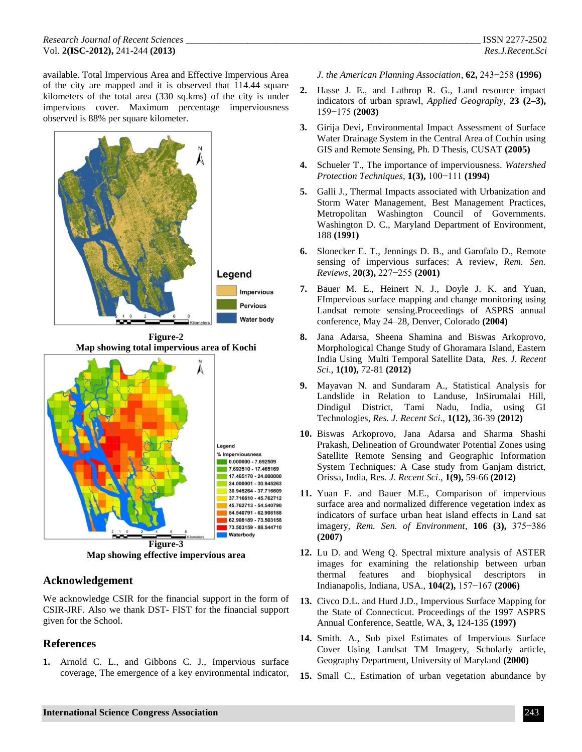available. Total Impervious Area and Effective Impervious Area of the city are mapped and it is observed that 114.44 square kilometers of the total area (330 sq.kms) of the city is under impervious cover. Maximum percentage imperviousness observed is 88% per square kilometer.

**Figure-2**
**Map showing total impervious area of Kochi**

**Figure-3**
**Map showing effective impervious area**

## Acknowledgement

We acknowledge CSIR for the financial support in the form of CSIR-JRF. Also we thank DST- FIST for the financial support given for the School.

## References

1. Arnold C. L., and Gibbons C. J., Impervious surface coverage, The emergence of a key environmental indicator, *J. the American Planning Association*, **62,** 243−258 **(1996)**
2. Hasse J. E., and Lathrop R. G., Land resource impact indicators of urban sprawl, *Applied Geography*, **23 (2–3),** 159−175 **(2003)**
3. Girija Devi, Environmental Impact Assessment of Surface Water Drainage System in the Central Area of Cochin using GIS and Remote Sensing, Ph. D Thesis, CUSAT **(2005)**
4. Schueler T., The importance of imperviousness. *Watershed Protection Techniques*, **1(3),** 100−111 **(1994)**
5. Galli J., Thermal Impacts associated with Urbanization and Storm Water Management, Best Management Practices, Metropolitan Washington Council of Governments. Washington D. C., Maryland Department of Environment, 188 **(1991)**
6. Slonecker E. T., Jennings D. B., and Garofalo D., Remote sensing of impervious surfaces: A review, *Rem. Sen. Reviews*, **20(3),** 227−255 **(2001)**
7. Bauer M. E., Heinert N. J., Doyle J. K. and Yuan, FImpervious surface mapping and change monitoring using Landsat remote sensing.Proceedings of ASPRS annual conference, May 24–28, Denver, Colorado **(2004)**
8. Jana Adarsa, Sheena Shamina and Biswas Arkoprovo, Morphological Change Study of Ghoramara Island, Eastern India Using Multi Temporal Satellite Data, *Res. J. Recent Sci*., **1(10),** 72-81 **(2012)**
9. Mayavan N. and Sundaram A., Statistical Analysis for Landslide in Relation to Landuse, InSirumalai Hill, Dindigul District, Tami Nadu, India, using GI Technologies, *Res. J. Recent Sci*., **1(12),** 36-39 **(2012)**
10. Biswas Arkoprovo, Jana Adarsa and Sharma Shashi Prakash, Delineation of Groundwater Potential Zones using Satellite Remote Sensing and Geographic Information System Techniques: A Case study from Ganjam district, Orissa, India, Res. *J. Recent Sci*., **1(9),** 59-66 **(2012)**
11. Yuan F. and Bauer M.E., Comparison of impervious surface area and normalized difference vegetation index as indicators of surface urban heat island effects in Land sat imagery, *Rem. Sen. of Environment*, **106 (3),** 375−386 **(2007)**
12. Lu D. and Weng Q. Spectral mixture analysis of ASTER images for examining the relationship between urban thermal features and biophysical descriptors in Indianapolis, Indiana, USA., **104(2),** 157−167 **(2006)**
13. Civco D.L. and Hurd J.D., Impervious Surface Mapping for the State of Connecticut. Proceedings of the 1997 ASPRS Annual Conference, Seattle, WA, **3,** 124-135 **(1997)**
14. Smith. A., Sub pixel Estimates of Impervious Surface Cover Using Landsat TM Imagery, Scholarly article, Geography Department, University of Maryland **(2000)**
15. Small C., Estimation of urban vegetation abundance by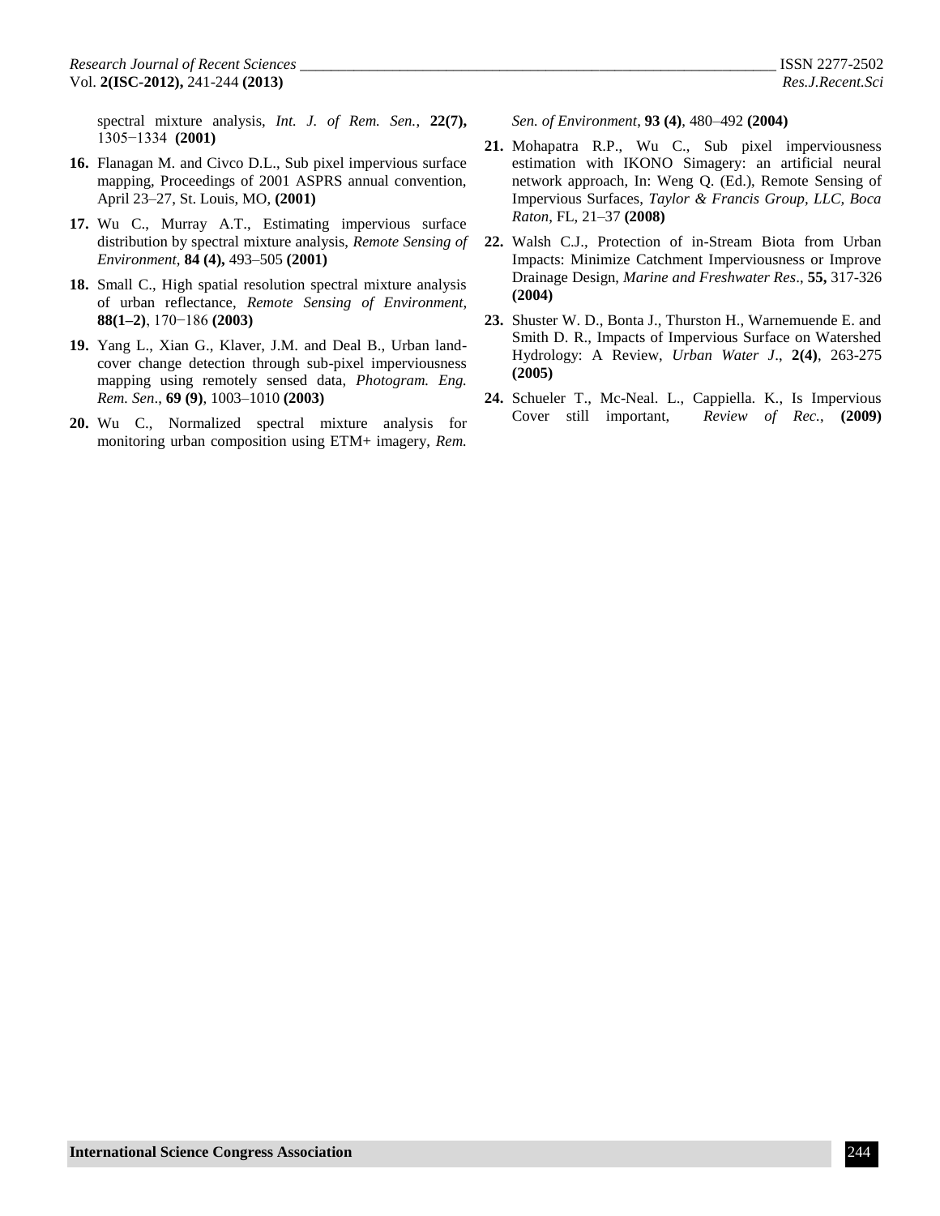spectral mixture analysis, *Int. J. of Rem. Sen.*, **22(7),** 1305−1334 **(2001)**

16. Flanagan M. and Civco D.L., Sub pixel impervious surface mapping, Proceedings of 2001 ASPRS annual convention, April 23–27, St. Louis, MO, **(2001)**

17. Wu C., Murray A.T., Estimating impervious surface distribution by spectral mixture analysis, *Remote Sensing of Environment*, **84 (4),** 493–505 **(2001)**

18. Small C., High spatial resolution spectral mixture analysis of urban reflectance, *Remote Sensing of Environment*, **88(1–2)**, 170−186 **(2003)**

19. Yang L., Xian G., Klaver, J.M. and Deal B., Urban land-cover change detection through sub-pixel imperviousness mapping using remotely sensed data, *Photogram. Eng. Rem. Sen*., **69 (9)**, 1003–1010 **(2003)**

20. Wu C., Normalized spectral mixture analysis for monitoring urban composition using ETM+ imagery, *Rem. Sen. of Environment*, **93 (4)**, 480–492 **(2004)**

21. Mohapatra R.P., Wu C., Sub pixel imperviousness estimation with IKONO Simagery: an artificial neural network approach, In: Weng Q. (Ed.), Remote Sensing of Impervious Surfaces, *Taylor & Francis Group, LLC, Boca Raton*, FL, 21–37 **(2008)**

22. Walsh C.J., Protection of in-Stream Biota from Urban Impacts: Minimize Catchment Imperviousness or Improve Drainage Design, *Marine and Freshwater Res*., **55,** 317-326 **(2004)**

23. Shuster W. D., Bonta J., Thurston H., Warnemuende E. and Smith D. R., Impacts of Impervious Surface on Watershed Hydrology: A Review, *Urban Water J*., **2(4)**, 263-275 **(2005)**

24. Schueler T., Mc-Neal. L., Cappiella. K., Is Impervious Cover still important, *Review of Rec.*, **(2009)**